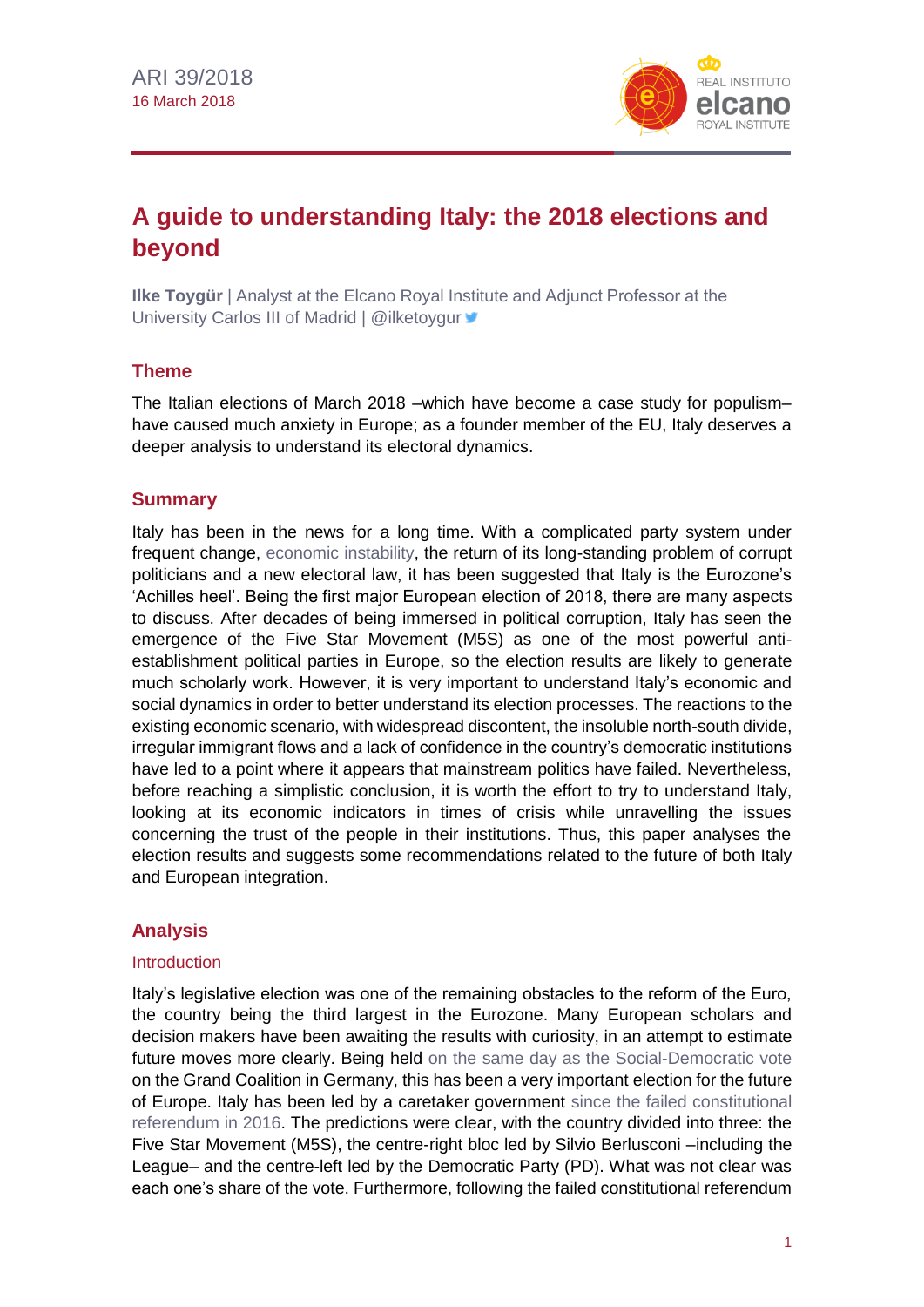ARI 39/2018
16 March 2018

# A guide to understanding Italy: the 2018 elections and beyond

**Ilke Toygür** | Analyst at the Elcano Royal Institute and Adjunct Professor at the University Carlos III of Madrid | @ilketoygur

## Theme

The Italian elections of March 2018 –which have become a case study for populism– have caused much anxiety in Europe; as a founder member of the EU, Italy deserves a deeper analysis to understand its electoral dynamics.

## Summary

Italy has been in the news for a long time. With a complicated party system under frequent change, economic instability, the return of its long-standing problem of corrupt politicians and a new electoral law, it has been suggested that Italy is the Eurozone's 'Achilles heel'. Being the first major European election of 2018, there are many aspects to discuss. After decades of being immersed in political corruption, Italy has seen the emergence of the Five Star Movement (M5S) as one of the most powerful anti-establishment political parties in Europe, so the election results are likely to generate much scholarly work. However, it is very important to understand Italy's economic and social dynamics in order to better understand its election processes. The reactions to the existing economic scenario, with widespread discontent, the insoluble north-south divide, irregular immigrant flows and a lack of confidence in the country's democratic institutions have led to a point where it appears that mainstream politics have failed. Nevertheless, before reaching a simplistic conclusion, it is worth the effort to try to understand Italy, looking at its economic indicators in times of crisis while unravelling the issues concerning the trust of the people in their institutions. Thus, this paper analyses the election results and suggests some recommendations related to the future of both Italy and European integration.

## Analysis

### Introduction

Italy's legislative election was one of the remaining obstacles to the reform of the Euro, the country being the third largest in the Eurozone. Many European scholars and decision makers have been awaiting the results with curiosity, in an attempt to estimate future moves more clearly. Being held on the same day as the Social-Democratic vote on the Grand Coalition in Germany, this has been a very important election for the future of Europe. Italy has been led by a caretaker government since the failed constitutional referendum in 2016. The predictions were clear, with the country divided into three: the Five Star Movement (M5S), the centre-right bloc led by Silvio Berlusconi –including the League– and the centre-left led by the Democratic Party (PD). What was not clear was each one's share of the vote. Furthermore, following the failed constitutional referendum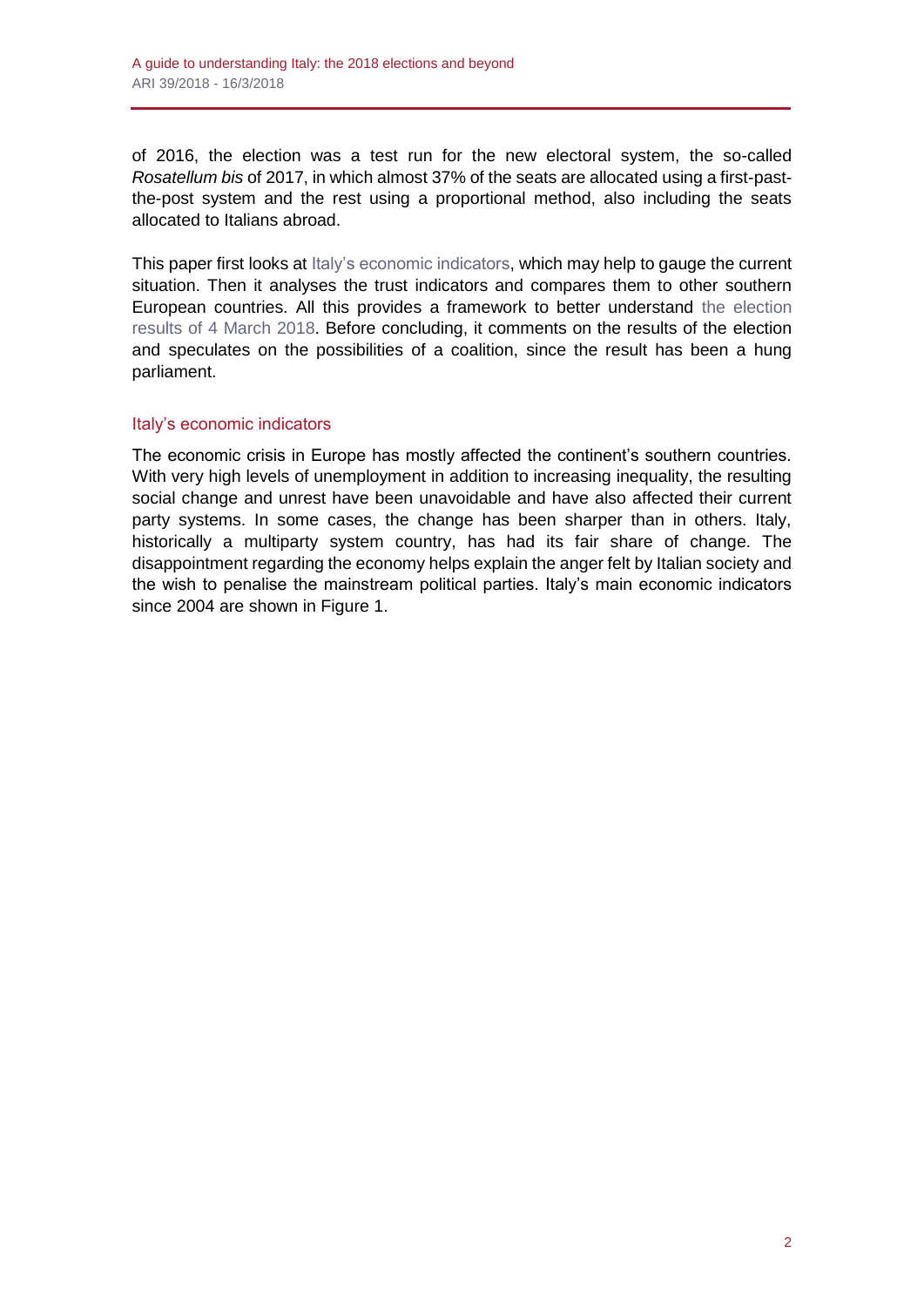of 2016, the election was a test run for the new electoral system, the so-called *Rosatellum bis* of 2017, in which almost 37% of the seats are allocated using a first-past-the-post system and the rest using a proportional method, also including the seats allocated to Italians abroad.

This paper first looks at Italy's economic indicators, which may help to gauge the current situation. Then it analyses the trust indicators and compares them to other southern European countries. All this provides a framework to better understand the election results of 4 March 2018. Before concluding, it comments on the results of the election and speculates on the possibilities of a coalition, since the result has been a hung parliament.

## Italy's economic indicators

The economic crisis in Europe has mostly affected the continent's southern countries. With very high levels of unemployment in addition to increasing inequality, the resulting social change and unrest have been unavoidable and have also affected their current party systems. In some cases, the change has been sharper than in others. Italy, historically a multiparty system country, has had its fair share of change. The disappointment regarding the economy helps explain the anger felt by Italian society and the wish to penalise the mainstream political parties. Italy's main economic indicators since 2004 are shown in Figure 1.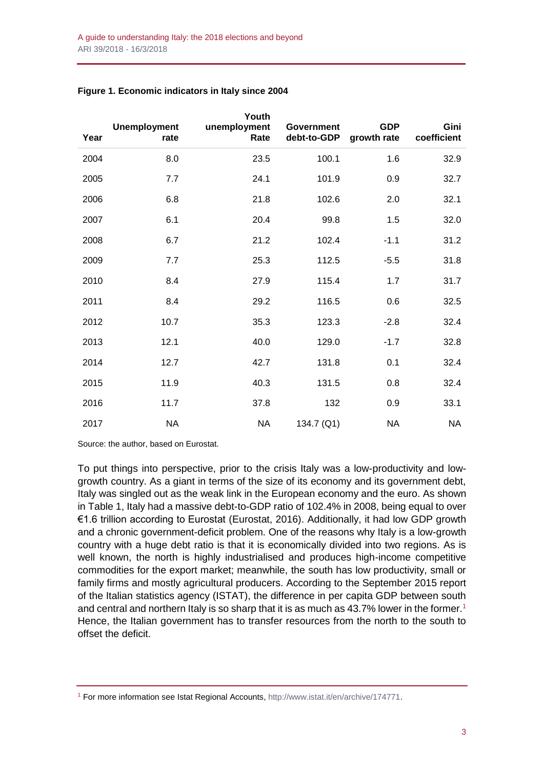**Figure 1. Economic indicators in Italy since 2004**

| Year | Unemployment rate | Youth unemployment Rate | Government debt-to-GDP | GDP growth rate | Gini coefficient |
|---|---|---|---|---|---|
| 2004 | 8.0 | 23.5 | 100.1 | 1.6 | 32.9 |
| 2005 | 7.7 | 24.1 | 101.9 | 0.9 | 32.7 |
| 2006 | 6.8 | 21.8 | 102.6 | 2.0 | 32.1 |
| 2007 | 6.1 | 20.4 | 99.8 | 1.5 | 32.0 |
| 2008 | 6.7 | 21.2 | 102.4 | -1.1 | 31.2 |
| 2009 | 7.7 | 25.3 | 112.5 | -5.5 | 31.8 |
| 2010 | 8.4 | 27.9 | 115.4 | 1.7 | 31.7 |
| 2011 | 8.4 | 29.2 | 116.5 | 0.6 | 32.5 |
| 2012 | 10.7 | 35.3 | 123.3 | -2.8 | 32.4 |
| 2013 | 12.1 | 40.0 | 129.0 | -1.7 | 32.8 |
| 2014 | 12.7 | 42.7 | 131.8 | 0.1 | 32.4 |
| 2015 | 11.9 | 40.3 | 131.5 | 0.8 | 32.4 |
| 2016 | 11.7 | 37.8 | 132 | 0.9 | 33.1 |
| 2017 | NA | NA | 134.7 (Q1) | NA | NA |

Source: the author, based on Eurostat.

To put things into perspective, prior to the crisis Italy was a low-productivity and low-growth country. As a giant in terms of the size of its economy and its government debt, Italy was singled out as the weak link in the European economy and the euro. As shown in Table 1, Italy had a massive debt-to-GDP ratio of 102.4% in 2008, being equal to over €1.6 trillion according to Eurostat (Eurostat, 2016). Additionally, it had low GDP growth and a chronic government-deficit problem. One of the reasons why Italy is a low-growth country with a huge debt ratio is that it is economically divided into two regions. As is well known, the north is highly industrialised and produces high-income competitive commodities for the export market; meanwhile, the south has low productivity, small or family firms and mostly agricultural producers. According to the September 2015 report of the Italian statistics agency (ISTAT), the difference in per capita GDP between south and central and northern Italy is so sharp that it is as much as 43.7% lower in the former.[1] Hence, the Italian government has to transfer resources from the north to the south to offset the deficit.

[1] For more information see Istat Regional Accounts, http://www.istat.it/en/archive/174771.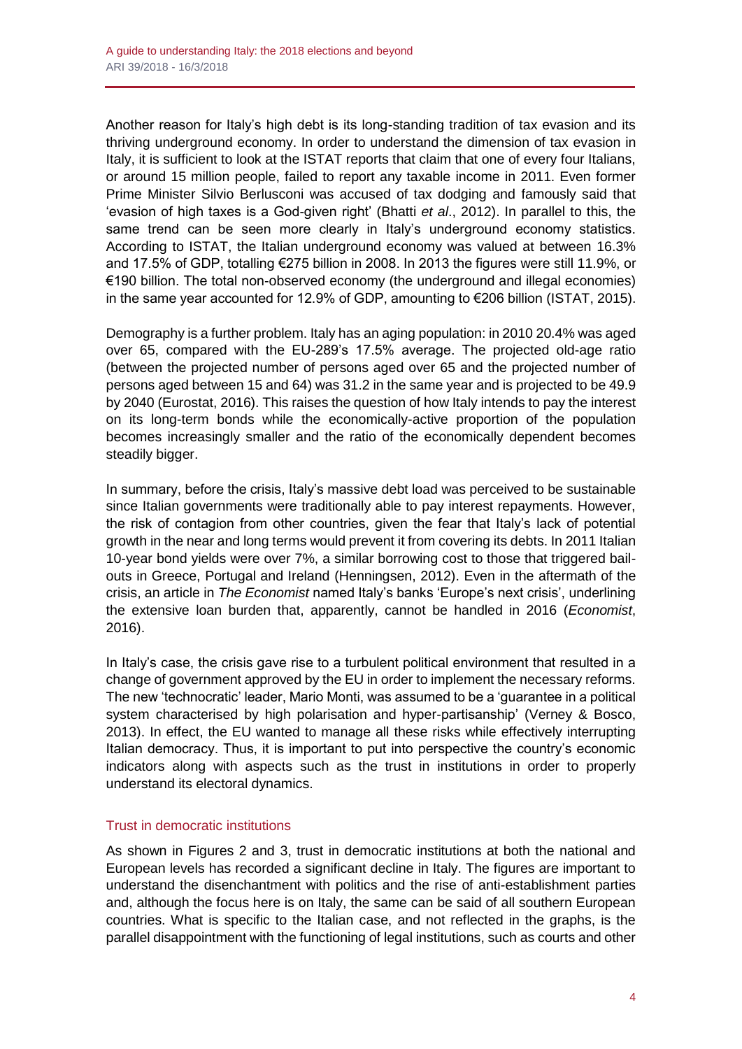Another reason for Italy's high debt is its long-standing tradition of tax evasion and its thriving underground economy. In order to understand the dimension of tax evasion in Italy, it is sufficient to look at the ISTAT reports that claim that one of every four Italians, or around 15 million people, failed to report any taxable income in 2011. Even former Prime Minister Silvio Berlusconi was accused of tax dodging and famously said that 'evasion of high taxes is a God-given right' (Bhatti *et al*., 2012). In parallel to this, the same trend can be seen more clearly in Italy's underground economy statistics. According to ISTAT, the Italian underground economy was valued at between 16.3% and 17.5% of GDP, totalling €275 billion in 2008. In 2013 the figures were still 11.9%, or €190 billion. The total non-observed economy (the underground and illegal economies) in the same year accounted for 12.9% of GDP, amounting to €206 billion (ISTAT, 2015).

Demography is a further problem. Italy has an aging population: in 2010 20.4% was aged over 65, compared with the EU-289's 17.5% average. The projected old-age ratio (between the projected number of persons aged over 65 and the projected number of persons aged between 15 and 64) was 31.2 in the same year and is projected to be 49.9 by 2040 (Eurostat, 2016). This raises the question of how Italy intends to pay the interest on its long-term bonds while the economically-active proportion of the population becomes increasingly smaller and the ratio of the economically dependent becomes steadily bigger.

In summary, before the crisis, Italy's massive debt load was perceived to be sustainable since Italian governments were traditionally able to pay interest repayments. However, the risk of contagion from other countries, given the fear that Italy's lack of potential growth in the near and long terms would prevent it from covering its debts. In 2011 Italian 10-year bond yields were over 7%, a similar borrowing cost to those that triggered bail-outs in Greece, Portugal and Ireland (Henningsen, 2012). Even in the aftermath of the crisis, an article in *The Economist* named Italy's banks 'Europe's next crisis', underlining the extensive loan burden that, apparently, cannot be handled in 2016 (*Economist*, 2016).

In Italy's case, the crisis gave rise to a turbulent political environment that resulted in a change of government approved by the EU in order to implement the necessary reforms. The new 'technocratic' leader, Mario Monti, was assumed to be a 'guarantee in a political system characterised by high polarisation and hyper-partisanship' (Verney & Bosco, 2013). In effect, the EU wanted to manage all these risks while effectively interrupting Italian democracy. Thus, it is important to put into perspective the country's economic indicators along with aspects such as the trust in institutions in order to properly understand its electoral dynamics.

## Trust in democratic institutions

As shown in Figures 2 and 3, trust in democratic institutions at both the national and European levels has recorded a significant decline in Italy. The figures are important to understand the disenchantment with politics and the rise of anti-establishment parties and, although the focus here is on Italy, the same can be said of all southern European countries. What is specific to the Italian case, and not reflected in the graphs, is the parallel disappointment with the functioning of legal institutions, such as courts and other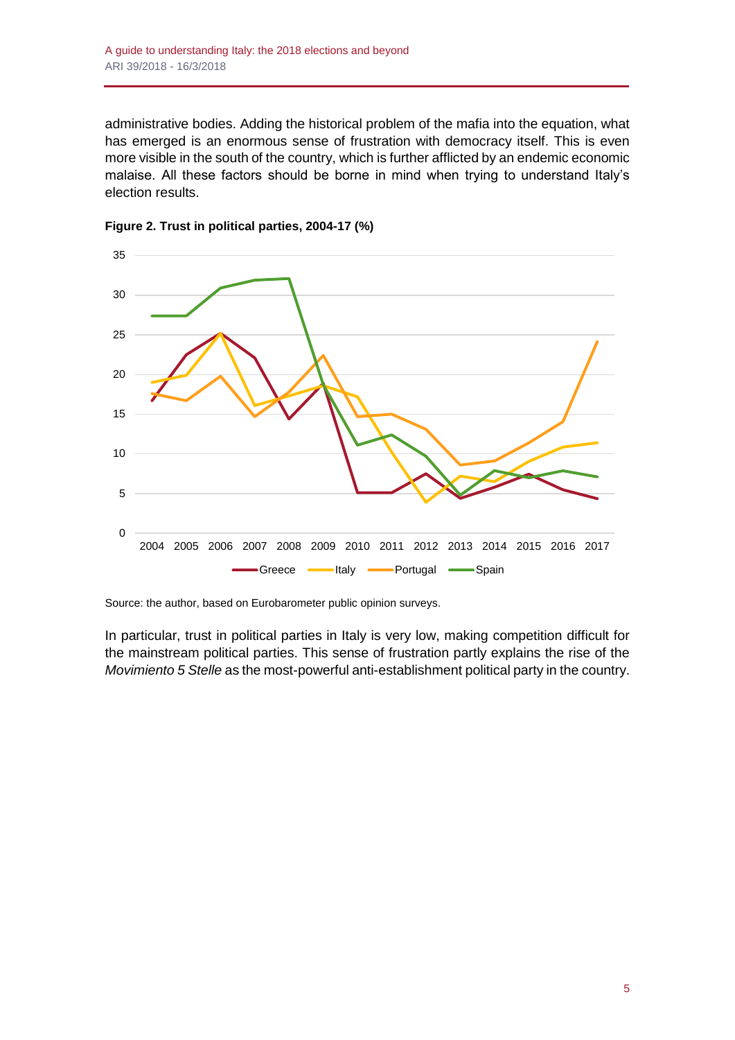administrative bodies. Adding the historical problem of the mafia into the equation, what has emerged is an enormous sense of frustration with democracy itself. This is even more visible in the south of the country, which is further afflicted by an endemic economic malaise. All these factors should be borne in mind when trying to understand Italy's election results.

**Figure 2. Trust in political parties, 2004-17 (%)**

Source: the author, based on Eurobarometer public opinion surveys.

In particular, trust in political parties in Italy is very low, making competition difficult for the mainstream political parties. This sense of frustration partly explains the rise of the *Movimiento 5 Stelle* as the most-powerful anti-establishment political party in the country.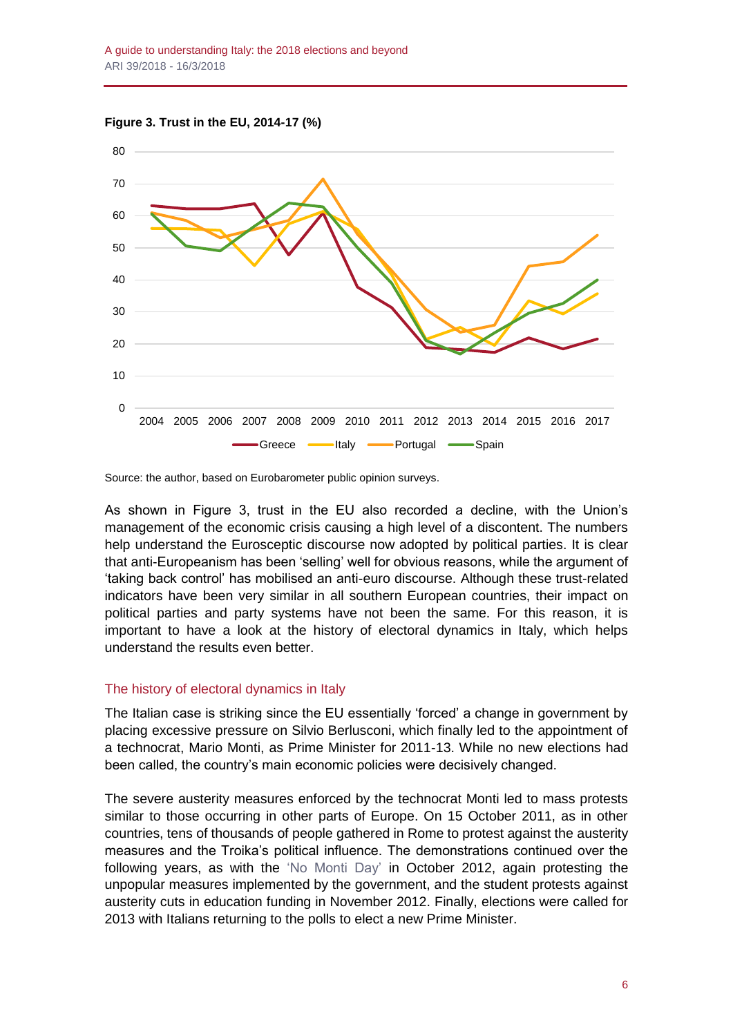**Figure 3. Trust in the EU, 2014-17 (%)**

Source: the author, based on Eurobarometer public opinion surveys.

As shown in Figure 3, trust in the EU also recorded a decline, with the Union's management of the economic crisis causing a high level of a discontent. The numbers help understand the Eurosceptic discourse now adopted by political parties. It is clear that anti-Europeanism has been 'selling' well for obvious reasons, while the argument of 'taking back control' has mobilised an anti-euro discourse. Although these trust-related indicators have been very similar in all southern European countries, their impact on political parties and party systems have not been the same. For this reason, it is important to have a look at the history of electoral dynamics in Italy, which helps understand the results even better.

## The history of electoral dynamics in Italy

The Italian case is striking since the EU essentially 'forced' a change in government by placing excessive pressure on Silvio Berlusconi, which finally led to the appointment of a technocrat, Mario Monti, as Prime Minister for 2011-13. While no new elections had been called, the country's main economic policies were decisively changed.

The severe austerity measures enforced by the technocrat Monti led to mass protests similar to those occurring in other parts of Europe. On 15 October 2011, as in other countries, tens of thousands of people gathered in Rome to protest against the austerity measures and the Troika's political influence. The demonstrations continued over the following years, as with the 'No Monti Day' in October 2012, again protesting the unpopular measures implemented by the government, and the student protests against austerity cuts in education funding in November 2012. Finally, elections were called for 2013 with Italians returning to the polls to elect a new Prime Minister.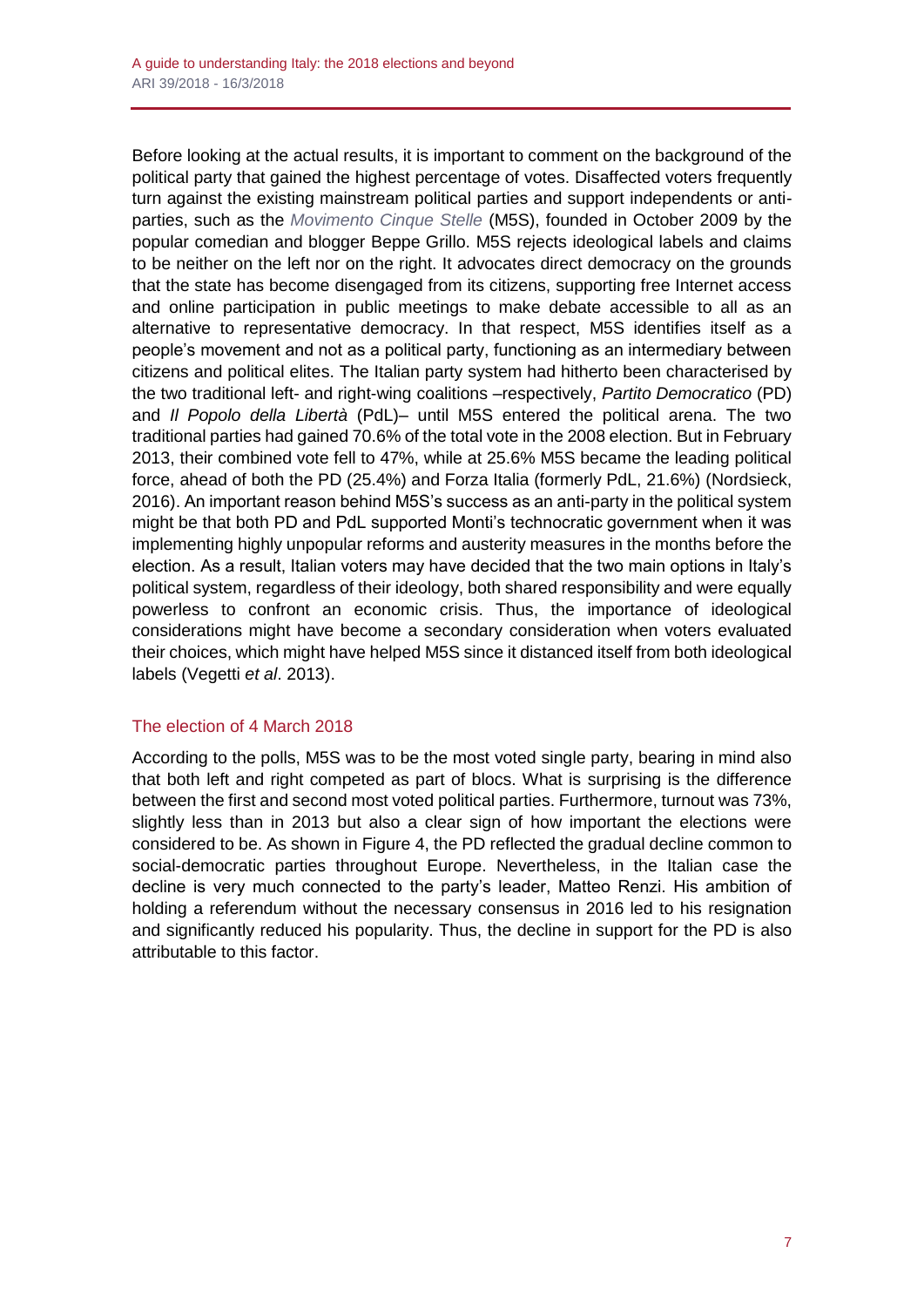Before looking at the actual results, it is important to comment on the background of the political party that gained the highest percentage of votes. Disaffected voters frequently turn against the existing mainstream political parties and support independents or anti-parties, such as the *Movimento Cinque Stelle* (M5S), founded in October 2009 by the popular comedian and blogger Beppe Grillo. M5S rejects ideological labels and claims to be neither on the left nor on the right. It advocates direct democracy on the grounds that the state has become disengaged from its citizens, supporting free Internet access and online participation in public meetings to make debate accessible to all as an alternative to representative democracy. In that respect, M5S identifies itself as a people's movement and not as a political party, functioning as an intermediary between citizens and political elites. The Italian party system had hitherto been characterised by the two traditional left- and right-wing coalitions –respectively, *Partito Democratico* (PD) and *Il Popolo della Libertà* (PdL)– until M5S entered the political arena. The two traditional parties had gained 70.6% of the total vote in the 2008 election. But in February 2013, their combined vote fell to 47%, while at 25.6% M5S became the leading political force, ahead of both the PD (25.4%) and Forza Italia (formerly PdL, 21.6%) (Nordsieck, 2016). An important reason behind M5S's success as an anti-party in the political system might be that both PD and PdL supported Monti's technocratic government when it was implementing highly unpopular reforms and austerity measures in the months before the election. As a result, Italian voters may have decided that the two main options in Italy's political system, regardless of their ideology, both shared responsibility and were equally powerless to confront an economic crisis. Thus, the importance of ideological considerations might have become a secondary consideration when voters evaluated their choices, which might have helped M5S since it distanced itself from both ideological labels (Vegetti *et al*. 2013).

## The election of 4 March 2018

According to the polls, M5S was to be the most voted single party, bearing in mind also that both left and right competed as part of blocs. What is surprising is the difference between the first and second most voted political parties. Furthermore, turnout was 73%, slightly less than in 2013 but also a clear sign of how important the elections were considered to be. As shown in Figure 4, the PD reflected the gradual decline common to social-democratic parties throughout Europe. Nevertheless, in the Italian case the decline is very much connected to the party's leader, Matteo Renzi. His ambition of holding a referendum without the necessary consensus in 2016 led to his resignation and significantly reduced his popularity. Thus, the decline in support for the PD is also attributable to this factor.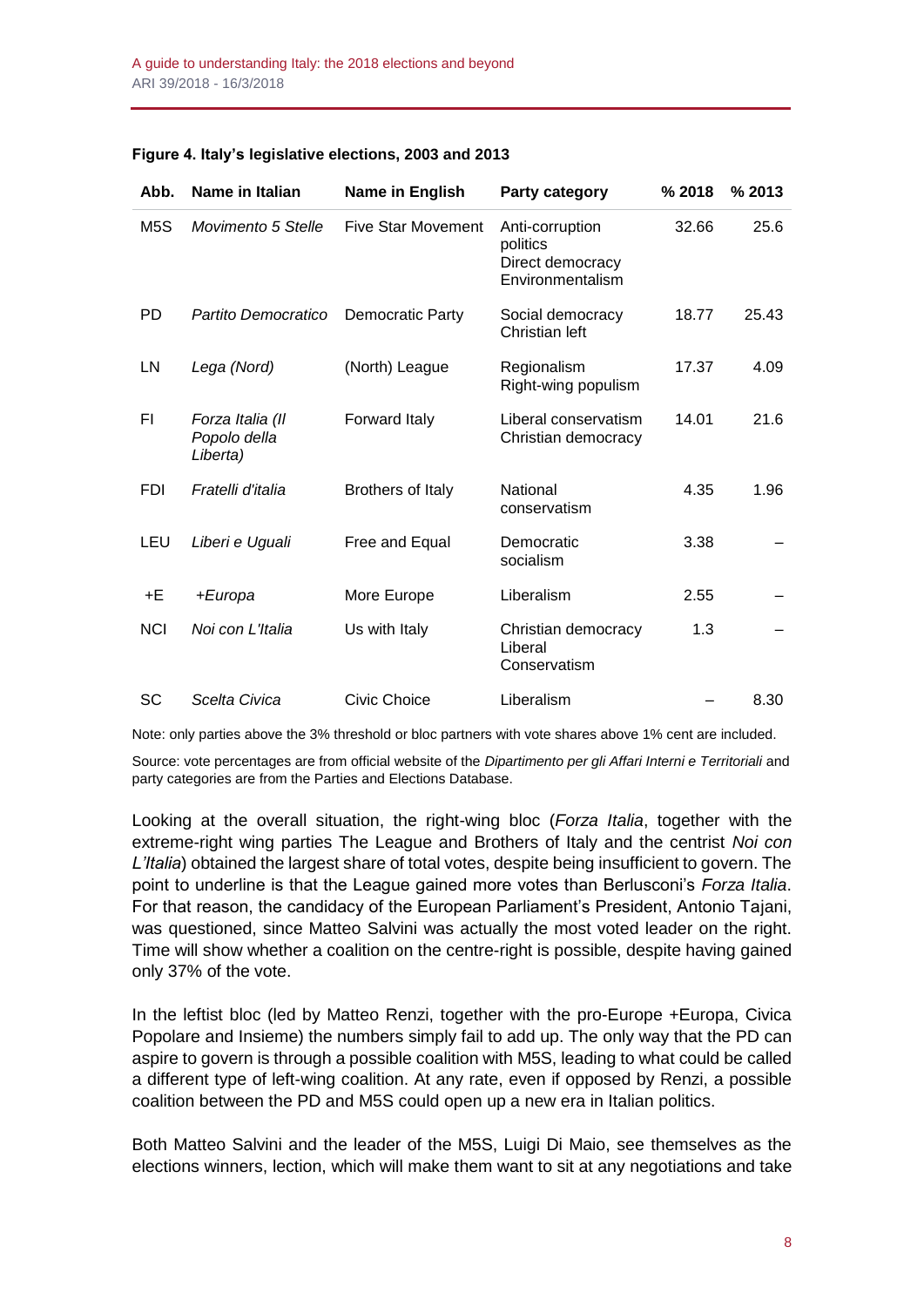**Figure 4. Italy's legislative elections, 2003 and 2013**

| Abb. | Name in Italian | Name in English | Party category | % 2018 | % 2013 |
|---|---|---|---|---|---|
| M5S | *Movimento 5 Stelle* | Five Star Movement | Anti-corruption politics<br>Direct democracy<br>Environmentalism | 32.66 | 25.6 |
| PD | *Partito Democratico* | Democratic Party | Social democracy<br>Christian left | 18.77 | 25.43 |
| LN | *Lega (Nord)* | (North) League | Regionalism<br>Right-wing populism | 17.37 | 4.09 |
| FI | *Forza Italia (Il Popolo della Liberta)* | Forward Italy | Liberal conservatism<br>Christian democracy | 14.01 | 21.6 |
| FDI | *Fratelli d'italia* | Brothers of Italy | National conservatism | 4.35 | 1.96 |
| LEU | *Liberi e Uguali* | Free and Equal | Democratic socialism | 3.38 | – |
| +E | *+Europa* | More Europe | Liberalism | 2.55 | – |
| NCI | *Noi con L'Italia* | Us with Italy | Christian democracy<br>Liberal<br>Conservatism | 1.3 | – |
| SC | *Scelta Civica* | Civic Choice | Liberalism | – | 8.30 |

Note: only parties above the 3% threshold or bloc partners with vote shares above 1% cent are included.

Source: vote percentages are from official website of the *Dipartimento per gli Affari Interni e Territoriali* and party categories are from the Parties and Elections Database.

Looking at the overall situation, the right-wing bloc (*Forza Italia*, together with the extreme-right wing parties The League and Brothers of Italy and the centrist *Noi con L'Italia*) obtained the largest share of total votes, despite being insufficient to govern. The point to underline is that the League gained more votes than Berlusconi's *Forza Italia*. For that reason, the candidacy of the European Parliament's President, Antonio Tajani, was questioned, since Matteo Salvini was actually the most voted leader on the right. Time will show whether a coalition on the centre-right is possible, despite having gained only 37% of the vote.

In the leftist bloc (led by Matteo Renzi, together with the pro-Europe +Europa, Civica Popolare and Insieme) the numbers simply fail to add up. The only way that the PD can aspire to govern is through a possible coalition with M5S, leading to what could be called a different type of left-wing coalition. At any rate, even if opposed by Renzi, a possible coalition between the PD and M5S could open up a new era in Italian politics.

Both Matteo Salvini and the leader of the M5S, Luigi Di Maio, see themselves as the elections winners, lection, which will make them want to sit at any negotiations and take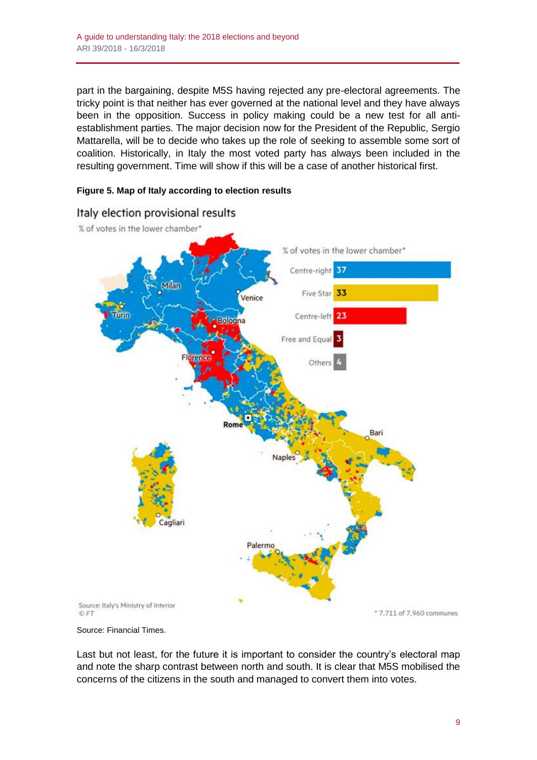part in the bargaining, despite M5S having rejected any pre-electoral agreements. The tricky point is that neither has ever governed at the national level and they have always been in the opposition. Success in policy making could be a new test for all anti-establishment parties. The major decision now for the President of the Republic, Sergio Mattarella, will be to decide who takes up the role of seeking to assemble some sort of coalition. Historically, in Italy the most voted party has always been included in the resulting government. Time will show if this will be a case of another historical first.

**Figure 5. Map of Italy according to election results**

Italy election provisional results

% of votes in the lower chamber*

| % of votes in the lower chamber* | |
|---|---|
| Centre-right | 37 |
| Five Star | 33 |
| Centre-left | 23 |
| Free and Equal | 3 |
| Others | 4 |

Source: Italy's Ministry of Interior
© FT

* 7,711 of 7,960 communes

Source: Financial Times.

Last but not least, for the future it is important to consider the country's electoral map and note the sharp contrast between north and south. It is clear that M5S mobilised the concerns of the citizens in the south and managed to convert them into votes.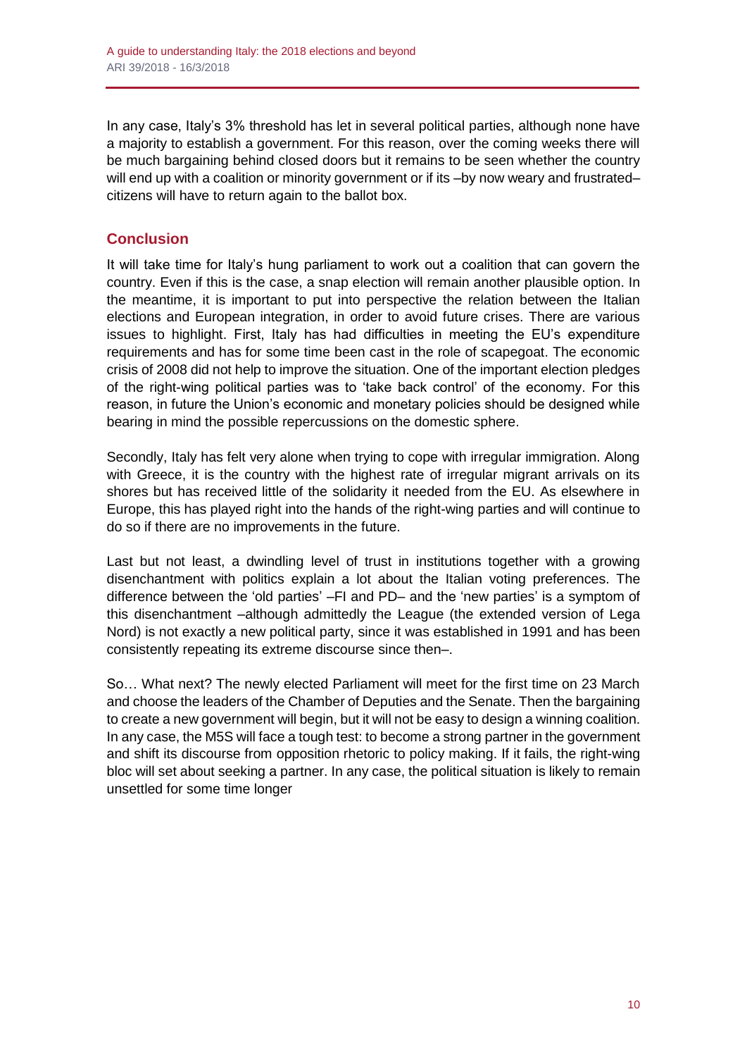In any case, Italy's 3% threshold has let in several political parties, although none have a majority to establish a government. For this reason, over the coming weeks there will be much bargaining behind closed doors but it remains to be seen whether the country will end up with a coalition or minority government or if its –by now weary and frustrated– citizens will have to return again to the ballot box.

## Conclusion

It will take time for Italy's hung parliament to work out a coalition that can govern the country. Even if this is the case, a snap election will remain another plausible option. In the meantime, it is important to put into perspective the relation between the Italian elections and European integration, in order to avoid future crises. There are various issues to highlight. First, Italy has had difficulties in meeting the EU's expenditure requirements and has for some time been cast in the role of scapegoat. The economic crisis of 2008 did not help to improve the situation. One of the important election pledges of the right-wing political parties was to 'take back control' of the economy. For this reason, in future the Union's economic and monetary policies should be designed while bearing in mind the possible repercussions on the domestic sphere.

Secondly, Italy has felt very alone when trying to cope with irregular immigration. Along with Greece, it is the country with the highest rate of irregular migrant arrivals on its shores but has received little of the solidarity it needed from the EU. As elsewhere in Europe, this has played right into the hands of the right-wing parties and will continue to do so if there are no improvements in the future.

Last but not least, a dwindling level of trust in institutions together with a growing disenchantment with politics explain a lot about the Italian voting preferences. The difference between the 'old parties' –FI and PD– and the 'new parties' is a symptom of this disenchantment –although admittedly the League (the extended version of Lega Nord) is not exactly a new political party, since it was established in 1991 and has been consistently repeating its extreme discourse since then–.

So… What next? The newly elected Parliament will meet for the first time on 23 March and choose the leaders of the Chamber of Deputies and the Senate. Then the bargaining to create a new government will begin, but it will not be easy to design a winning coalition. In any case, the M5S will face a tough test: to become a strong partner in the government and shift its discourse from opposition rhetoric to policy making. If it fails, the right-wing bloc will set about seeking a partner. In any case, the political situation is likely to remain unsettled for some time longer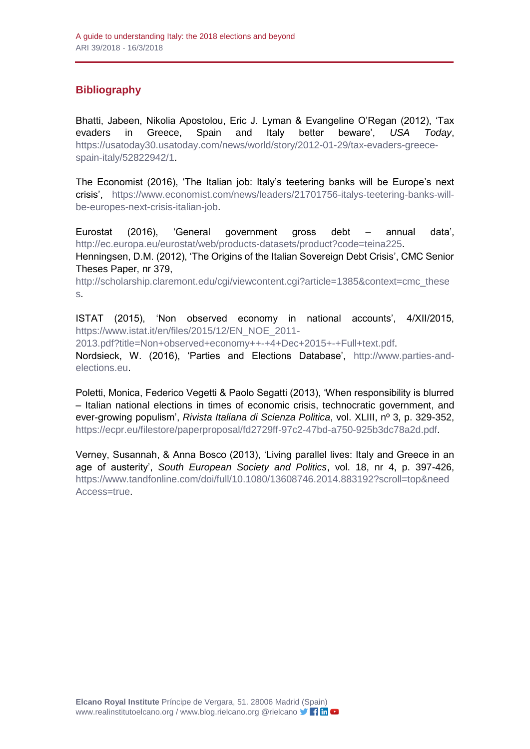## Bibliography

Bhatti, Jabeen, Nikolia Apostolou, Eric J. Lyman & Evangeline O'Regan (2012), 'Tax evaders in Greece, Spain and Italy better beware', *USA Today*, https://usatoday30.usatoday.com/news/world/story/2012-01-29/tax-evaders-greece-spain-italy/52822942/1.

The Economist (2016), 'The Italian job: Italy's teetering banks will be Europe's next crisis', https://www.economist.com/news/leaders/21701756-italys-teetering-banks-will-be-europes-next-crisis-italian-job.

Eurostat (2016), 'General government gross debt – annual data', http://ec.europa.eu/eurostat/web/products-datasets/product?code=teina225.

Henningsen, D.M. (2012), 'The Origins of the Italian Sovereign Debt Crisis', CMC Senior Theses Paper, nr 379, http://scholarship.claremont.edu/cgi/viewcontent.cgi?article=1385&context=cmc_theses.

ISTAT (2015), 'Non observed economy in national accounts', 4/XII/2015, https://www.istat.it/en/files/2015/12/EN_NOE_2011-2013.pdf?title=Non+observed+economy++-+4+Dec+2015+-+Full+text.pdf.

Nordsieck, W. (2016), 'Parties and Elections Database', http://www.parties-and-elections.eu.

Poletti, Monica, Federico Vegetti & Paolo Segatti (2013), 'When responsibility is blurred – Italian national elections in times of economic crisis, technocratic government, and ever-growing populism', *Rivista Italiana di Scienza Politica*, vol. XLIII, nº 3, p. 329-352, https://ecpr.eu/filestore/paperproposal/fd2729ff-97c2-47bd-a750-925b3dc78a2d.pdf.

Verney, Susannah, & Anna Bosco (2013), 'Living parallel lives: Italy and Greece in an age of austerity', *South European Society and Politics*, vol. 18, nr 4, p. 397-426, https://www.tandfonline.com/doi/full/10.1080/13608746.2014.883192?scroll=top&needAccess=true.